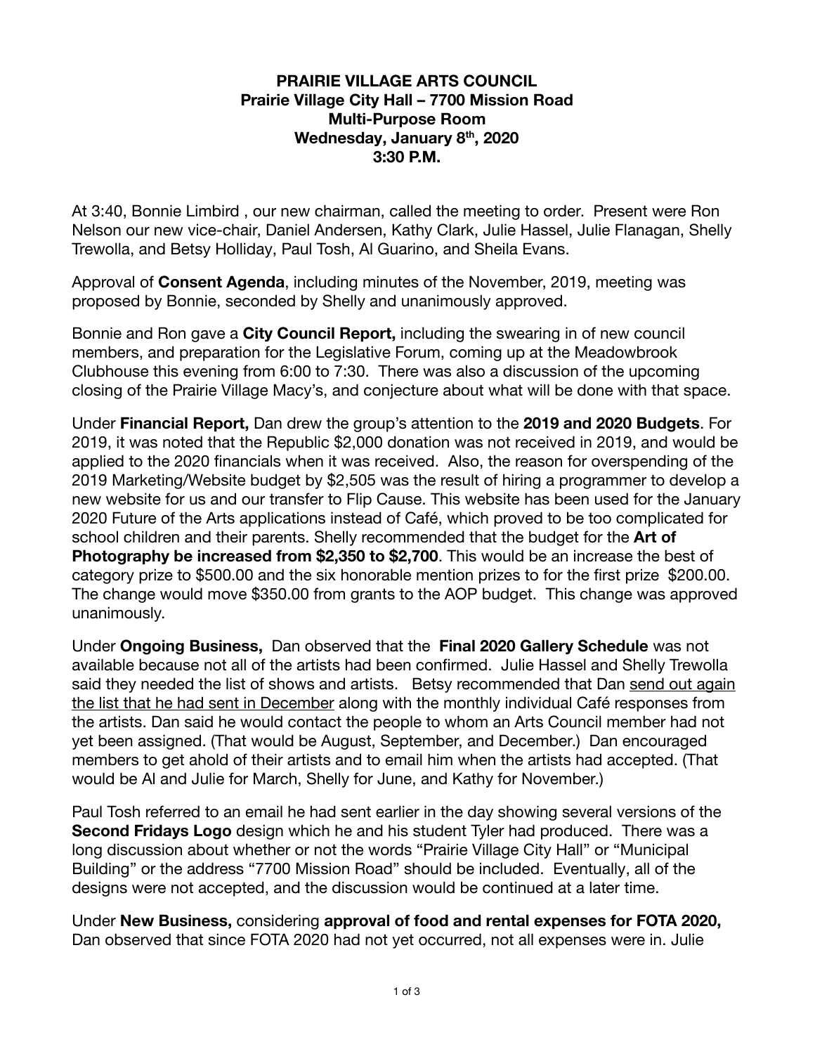**PRAIRIE VILLAGE ARTS COUNCIL**
**Prairie Village City Hall – 7700 Mission Road**
**Multi-Purpose Room**
**Wednesday, January 8th, 2020**
**3:30 P.M.**

At 3:40, Bonnie Limbird , our new chairman, called the meeting to order. Present were Ron Nelson our new vice-chair, Daniel Andersen, Kathy Clark, Julie Hassel, Julie Flanagan, Shelly Trewolla, and Betsy Holliday, Paul Tosh, Al Guarino, and Sheila Evans.

Approval of **Consent Agenda**, including minutes of the November, 2019, meeting was proposed by Bonnie, seconded by Shelly and unanimously approved.

Bonnie and Ron gave a **City Council Report,** including the swearing in of new council members, and preparation for the Legislative Forum, coming up at the Meadowbrook Clubhouse this evening from 6:00 to 7:30. There was also a discussion of the upcoming closing of the Prairie Village Macy's, and conjecture about what will be done with that space.

Under **Financial Report,** Dan drew the group's attention to the **2019 and 2020 Budgets**. For 2019, it was noted that the Republic $2,000 donation was not received in 2019, and would be applied to the 2020 financials when it was received. Also, the reason for overspending of the 2019 Marketing/Website budget by $2,505 was the result of hiring a programmer to develop a new website for us and our transfer to Flip Cause. This website has been used for the January 2020 Future of the Arts applications instead of Café, which proved to be too complicated for school children and their parents. Shelly recommended that the budget for the **Art of Photography be increased from $2,350 to $2,700**. This would be an increase the best of category prize to $500.00 and the six honorable mention prizes to for the first prize $200.00. The change would move $350.00 from grants to the AOP budget. This change was approved unanimously.

Under **Ongoing Business,** Dan observed that the **Final 2020 Gallery Schedule** was not available because not all of the artists had been confirmed. Julie Hassel and Shelly Trewolla said they needed the list of shows and artists. Betsy recommended that Dan <u>send out again the list that he had sent in December</u> along with the monthly individual Café responses from the artists. Dan said he would contact the people to whom an Arts Council member had not yet been assigned. (That would be August, September, and December.) Dan encouraged members to get ahold of their artists and to email him when the artists had accepted. (That would be Al and Julie for March, Shelly for June, and Kathy for November.)

Paul Tosh referred to an email he had sent earlier in the day showing several versions of the **Second Fridays Logo** design which he and his student Tyler had produced. There was a long discussion about whether or not the words "Prairie Village City Hall" or "Municipal Building" or the address "7700 Mission Road" should be included. Eventually, all of the designs were not accepted, and the discussion would be continued at a later time.

Under **New Business,** considering **approval of food and rental expenses for FOTA 2020,** Dan observed that since FOTA 2020 had not yet occurred, not all expenses were in. Julie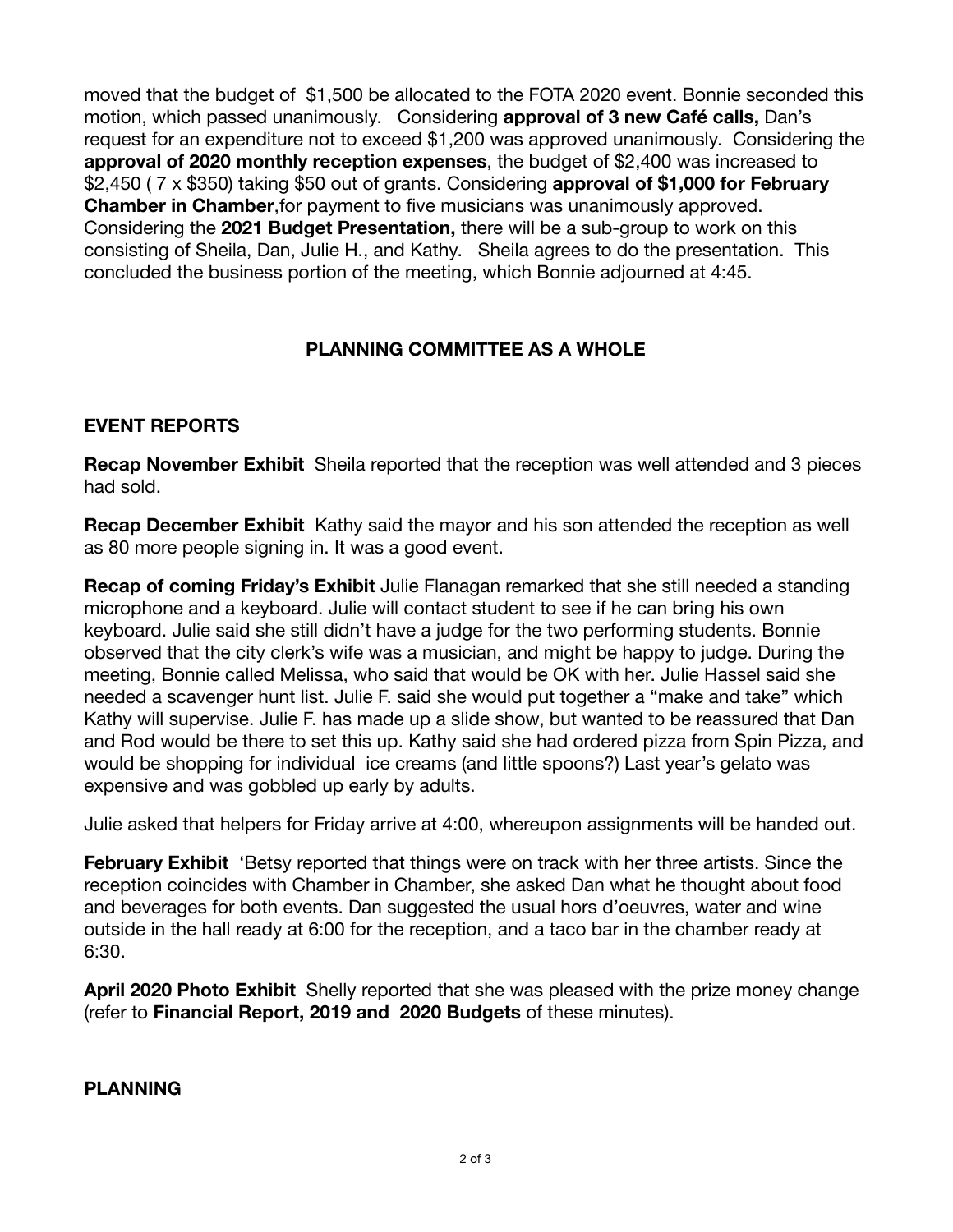moved that the budget of  $1,500 be allocated to the FOTA 2020 event. Bonnie seconded this motion, which passed unanimously.   Considering **approval of 3 new Café calls,** Dan's request for an expenditure not to exceed $1,200 was approved unanimously.  Considering the **approval of 2020 monthly reception expenses**, the budget of $2,400 was increased to $2,450 ( 7 x $350) taking $50 out of grants. Considering **approval of $1,000 for February Chamber in Chamber**,for payment to five musicians was unanimously approved. Considering the **2021 Budget Presentation,** there will be a sub-group to work on this consisting of Sheila, Dan, Julie H., and Kathy.   Sheila agrees to do the presentation.  This concluded the business portion of the meeting, which Bonnie adjourned at 4:45.

## PLANNING COMMITTEE AS A WHOLE

### EVENT REPORTS

**Recap November Exhibit**  Sheila reported that the reception was well attended and 3 pieces had sold.

**Recap December Exhibit**  Kathy said the mayor and his son attended the reception as well as 80 more people signing in. It was a good event.

**Recap of coming Friday's Exhibit** Julie Flanagan remarked that she still needed a standing microphone and a keyboard. Julie will contact student to see if he can bring his own keyboard. Julie said she still didn't have a judge for the two performing students. Bonnie observed that the city clerk's wife was a musician, and might be happy to judge. During the meeting, Bonnie called Melissa, who said that would be OK with her. Julie Hassel said she needed a scavenger hunt list. Julie F. said she would put together a "make and take" which Kathy will supervise. Julie F. has made up a slide show, but wanted to be reassured that Dan and Rod would be there to set this up. Kathy said she had ordered pizza from Spin Pizza, and would be shopping for individual  ice creams (and little spoons?) Last year's gelato was expensive and was gobbled up early by adults.

Julie asked that helpers for Friday arrive at 4:00, whereupon assignments will be handed out.

**February Exhibit**  'Betsy reported that things were on track with her three artists. Since the reception coincides with Chamber in Chamber, she asked Dan what he thought about food and beverages for both events. Dan suggested the usual hors d'oeuvres, water and wine outside in the hall ready at 6:00 for the reception, and a taco bar in the chamber ready at 6:30.

**April 2020 Photo Exhibit**  Shelly reported that she was pleased with the prize money change (refer to **Financial Report, 2019 and  2020 Budgets** of these minutes).

### PLANNING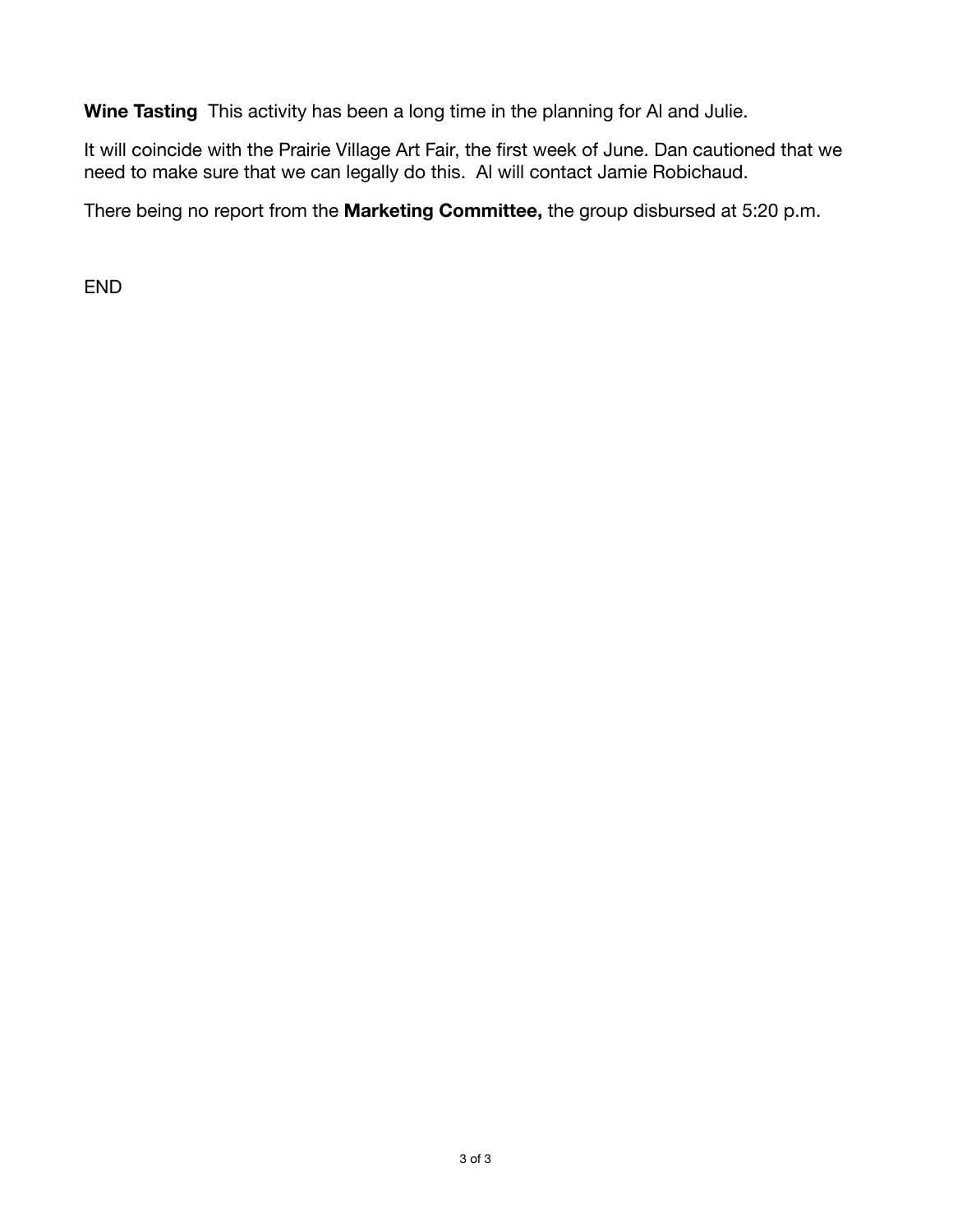**Wine Tasting** This activity has been a long time in the planning for Al and Julie.

It will coincide with the Prairie Village Art Fair, the first week of June. Dan cautioned that we need to make sure that we can legally do this. Al will contact Jamie Robichaud.

There being no report from the **Marketing Committee,** the group disbursed at 5:20 p.m.

END